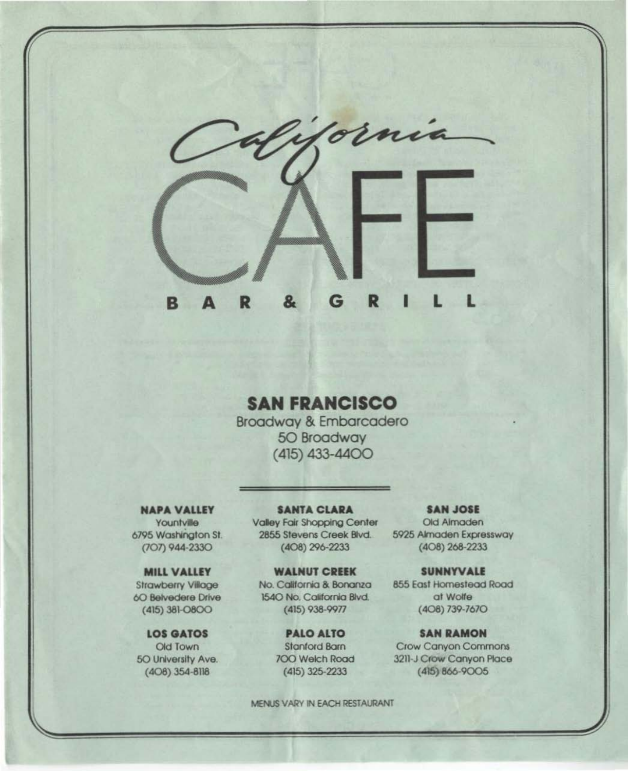# California CAFE

## BAR & GRILL

### SAN FRANCISCO

Broadway & Embarcadero
50 Broadway
(415) 433-4400

---

**NAPA VALLEY**
Yountville
6795 Washington St.
(707) 944-2330

**MILL VALLEY**
Strawberry Village
60 Belvedere Drive
(415) 381-0800

**LOS GATOS**
Old Town
50 University Ave.
(408) 354-8118

**SANTA CLARA**
Valley Fair Shopping Center
2855 Stevens Creek Blvd.
(408) 296-2233

**WALNUT CREEK**
No. California & Bonanza
1540 No. California Blvd.
(415) 938-9977

**PALO ALTO**
Stanford Barn
700 Welch Road
(415) 325-2233

**SAN JOSE**
Old Almaden
5925 Almaden Expressway
(408) 268-2233

**SUNNYVALE**
855 East Homestead Road
at Wolfe
(408) 739-7670

**SAN RAMON**
Crow Canyon Commons
3211-J Crow Canyon Place
(415) 866-9005

MENUS VARY IN EACH RESTAURANT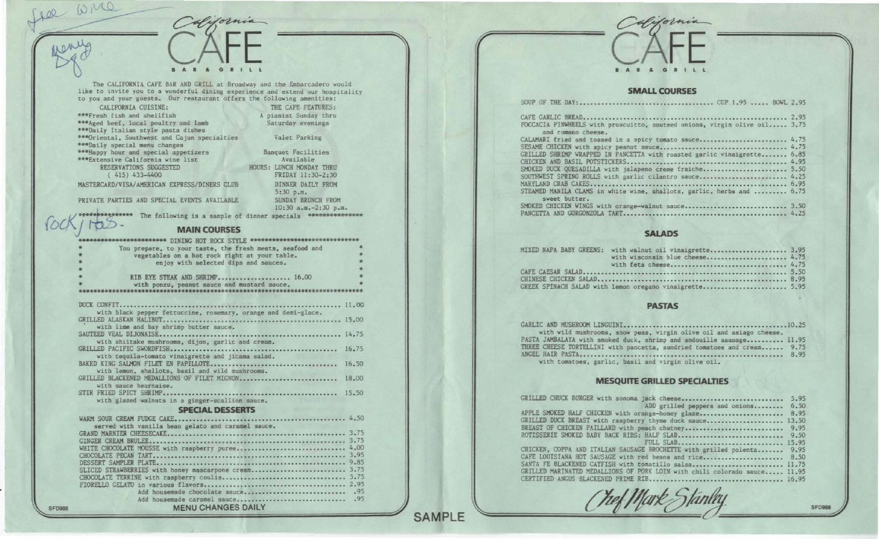Free Wine

Menu Dgo

# California CAFE

BAR & GRILL

The CALIFORNIA CAFE BAR AND GRILL at Broadway and the Embarcadero would like to invite you to a wonderful dining experience and extend our hospitality to you and your guests. Our restaurant offers the following amenities:

CALIFORNIA CUISINE:
- ***Fresh fish and shellfish
- ***Aged beef, local poultry and lamb
- ***Daily Italian style pasta dishes
- ***Oriental, Southwest and Cajun specialties
- ***Daily special menu changes
- ***Happy hour and special appetizers
- ***Extensive California wine list

RESERVATIONS SUGGESTED
(415) 433-4400

MASTERCARD/VISA/AMERICAN EXPRESS/DINERS CLUB

PRIVATE PARTIES AND SPECIAL EVENTS AVAILABLE

THE CAFE FEATURES:
A pianist Sunday thru Saturday evenings

Valet Parking

Banquet Facilities Available

HOURS: LUNCH MONDAY THRU FRIDAY 11:30-2:30

DINNER DAILY FROM 5:30 p.m.

SUNDAY BRUNCH FROM 10:30 a.m.-2:30 p.m.

Rock / Has.

************** The following is a sample of dinner specials **************

## MAIN COURSES

************************ DINING HOT ROCK STYLE ************************

You prepare, to your taste, the fresh meats, seafood and vegetables on a hot rock right at your table. enjoy with selected dips and sauces.

RIB EYE STEAK AND SHRIMP.................... 16.00
with ponzu, peanut sauce and mustard sauce.

***********************************************************************

DUCK CONFIT............................................................ 11.00
with black pepper fettuccine, rosemary, orange and demi-glace.

GRILLED ALASKAN HALIBUT................................................ 15.00
with lime and bay shrimp butter sauce.

SAUTEED VEAL DIJONAISE................................................. 14.75
with shiitake mushrooms, dijon, garlic and cream.

GRILLED PACIFIC SWORDFISH.............................................. 16.75
with tequila-tomato vinaigrette and jicama salad.

BAKED KING SALMON FILET EN PAPILLOTE................................... 16.50
with lemon, shallots, basil and wild mushrooms.

GRILLED BLACKENED MEDALLIONS OF FILET MIGNON............................ 18.00
with sauce bearnaise.

STIR FRIED SPICY SHRIMP................................................ 15.50
with glazed walnuts in a ginger-scallion sauce.

## SPECIAL DESSERTS

WARM SOUR CREAM FUDGE CAKE............................................. 4.50
served with vanilla bean gelato and caramel sauce.

GRAND MARNIER CHEESECAKE............................................... 3.75
GINGER CREAM BRULEE.................................................... 3.75
WHITE CHOCOLATE MOUSSE with raspberry puree............................ 4.00
CHOCOLATE PECAN TART................................................... 3.95
DESSERT SAMPLER PLATE.................................................. 9.85
SLICED STRAWBERRIES with honey mascarpone cream........................ 3.75
CHOCOLATE TERRINE with raspberry coulis................................ 3.75
FIORELLO GELATO in various flavors..................................... 2.95
Add housemade chocolate sauce.......................................... .95
Add housemade caramel sauce............................................ .95

MENU CHANGES DAILY

SFD988

# California CAFE

BAR & GRILL

## SMALL COURSES

SOUP OF THE DAY:................................ CUP 1.95 ..... BOWL 2.95

CAFE GARLIC BREAD...................................................... 2.95
FOCCACIA PINWHEELS with proscuitto, sauteed onions, virgin olive oil..... 3.75
and romano cheese.
CALAMARI fried and tossed in a spicy tomato sauce....................... 4.75
SESAME CHICKEN with spicy peanut sauce.................................. 4.75
GRILLED SHRIMP WRAPPED IN PANCETTA with roasted garlic vinaigrette....... 6.85
CHICKEN AND BASIL POTSTICKERS........................................... 4.95
SMOKED DUCK QUESADILLA with jalapeno creme fraiche...................... 5.50
SOUTHWEST SPRING ROLLS with garlic cilantro sauce....................... 4.25
MARYLAND CRAB CAKES..................................................... 6.95
STEAMED MANILA CLAMS in white wine, shallots, garlic, herbs and ......... 6.75
sweet butter.
SMOKED CHICKEN WINGS with orange-walnut sauce............................ 3.50
PANCETTA AND GORGONZOLA TART............................................ 4.25

## SALADS

MIXED NAPA BABY GREENS: with walnut oil vinaigrette..................... 3.95
with wisconsin blue cheese.............................................. 4.75
with feta cheese........................................................ 4.75
CAFE CAESAR SALAD....................................................... 5.50
CHINESE CHICKEN SALAD................................................... 8.95
GREEK SPINACH SALAD with lemon oregano vinaigrette...................... 5.95

## PASTAS

GARLIC AND MUSHROOM LINGUINI............................................10.25
with wild mushrooms, snow peas, virgin olive oil and asiago cheese.
PASTA JAMBALAYA with smoked duck, shrimp and andouille sausage.......... 11.95
THREE CHEESE TORTELLINI with pancetta, sundried tomatoes and cream...... 9.75
ANGEL HAIR PASTA........................................................ 8.95
with tomatoes, garlic, basil and virgin olive oil.

## MESQUITE GRILLED SPECIALTIES

GRILLED CHUCK BURGER with sonoma jack cheese............................ 5.95
ADD grilled peppers and onions.......................................... 6.50
APPLE SMOKED HALF CHICKEN with orange-honey glaze....................... 8.95
GRILLED DUCK BREAST with raspberry thyme duck sauce..................... 13.50
BREAST OF CHICKEN PAILLARD with peach chutney........................... 9.95
ROTISSERIE SMOKED BABY BACK RIBS: HALF SLAB............................. 9.50
FULL SLAB............................................................... 15.95
CHICKEN, COPPA AND ITALIAN SAUSAGE BROCHETTE with grilled polenta....... 9.95
CAFE LOUISIANA HOT SAUSAGE with red beans and rice...................... 8.50
SANTA FE BLACKENED CATFISH with tomatillo salsa......................... 11.75
GRILLED MARINATED MEDALLIONS OF PORK LOIN with chili colorado sauce..... 11.95
CERTIFIED ANGUS BLACKENED PRIME RIB..................................... 16.95

Chef Mark Stanley

SFD988

SAMPLE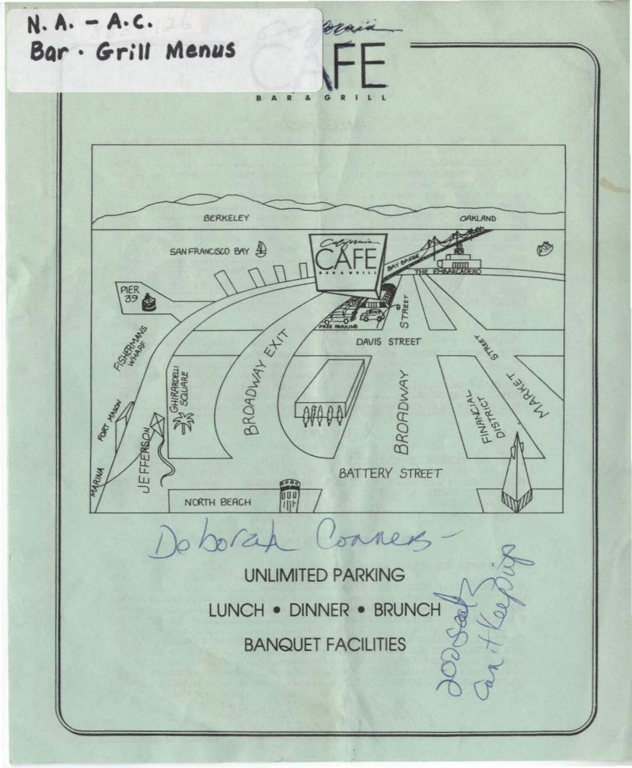N. A. - A.C.
Bar · Grill Menus

# California CAFE

BAR & GRILL

BERKELEY

OAKLAND

SAN FRANCISCO BAY

BAY BRIDGE

THE EMBARCADERO

PIER 39

FREE PARKING

STREET

DAVIS STREET

STREET

MARKET

FISHERMANS WHARF

FORT MASON

MARINA

JEFFERSON

GHIRARDELLI SQUARE

BROADWAY EXIT

BROADWAY

FINANCIAL DISTRICT

BATTERY STREET

NORTH BEACH

Deborah Conners -

UNLIMITED PARKING

LUNCH • DINNER • BRUNCH

BANQUET FACILITIES

200 seats

Can it keep it up